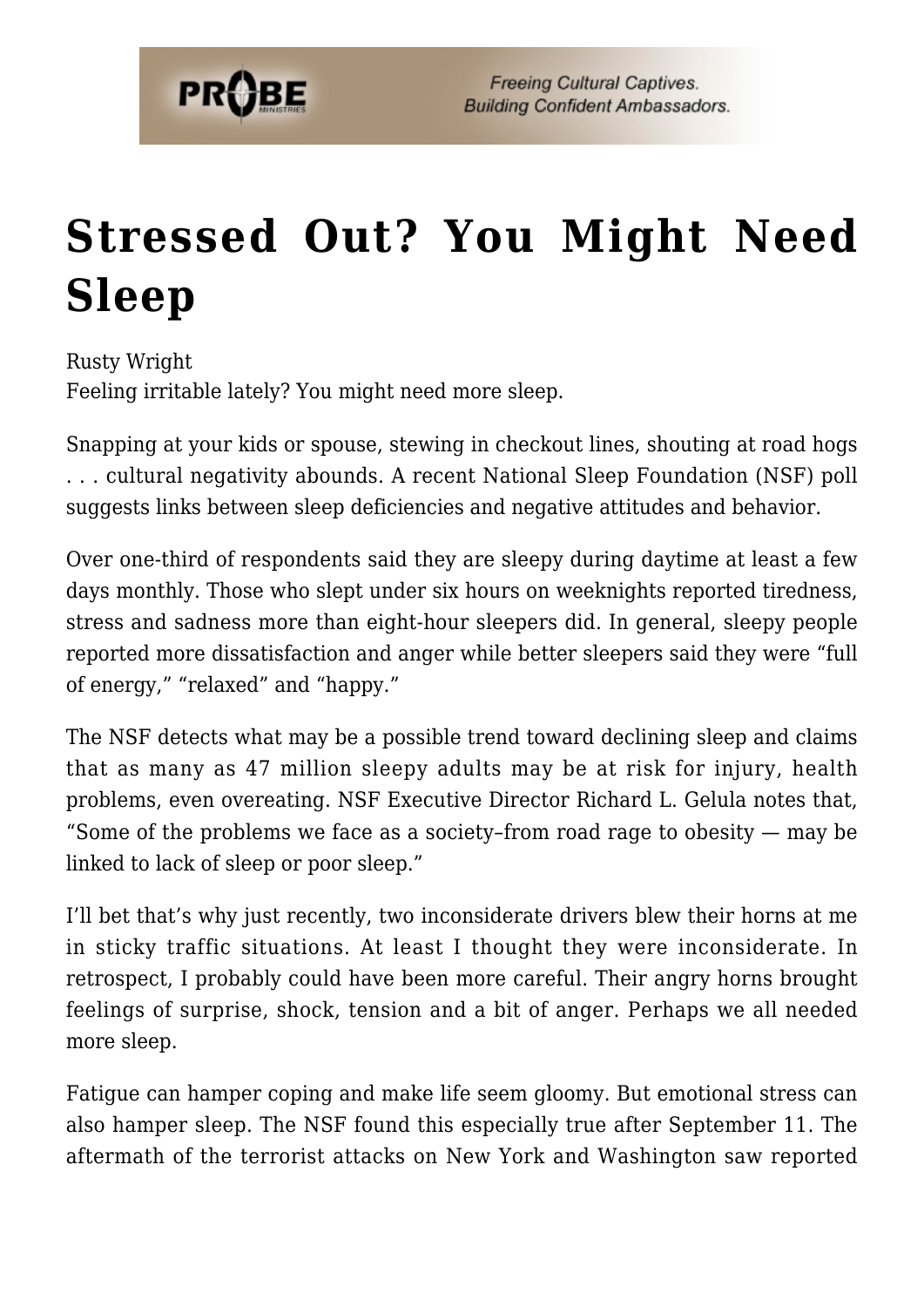# Stressed Out? You Might Need Sleep

Rusty Wright

Feeling irritable lately? You might need more sleep.

Snapping at your kids or spouse, stewing in checkout lines, shouting at road hogs . . . cultural negativity abounds. A recent National Sleep Foundation (NSF) poll suggests links between sleep deficiencies and negative attitudes and behavior.

Over one-third of respondents said they are sleepy during daytime at least a few days monthly. Those who slept under six hours on weeknights reported tiredness, stress and sadness more than eight-hour sleepers did. In general, sleepy people reported more dissatisfaction and anger while better sleepers said they were "full of energy," "relaxed" and "happy."

The NSF detects what may be a possible trend toward declining sleep and claims that as many as 47 million sleepy adults may be at risk for injury, health problems, even overeating. NSF Executive Director Richard L. Gelula notes that, "Some of the problems we face as a society–from road rage to obesity — may be linked to lack of sleep or poor sleep."

I'll bet that's why just recently, two inconsiderate drivers blew their horns at me in sticky traffic situations. At least I thought they were inconsiderate. In retrospect, I probably could have been more careful. Their angry horns brought feelings of surprise, shock, tension and a bit of anger. Perhaps we all needed more sleep.

Fatigue can hamper coping and make life seem gloomy. But emotional stress can also hamper sleep. The NSF found this especially true after September 11. The aftermath of the terrorist attacks on New York and Washington saw reported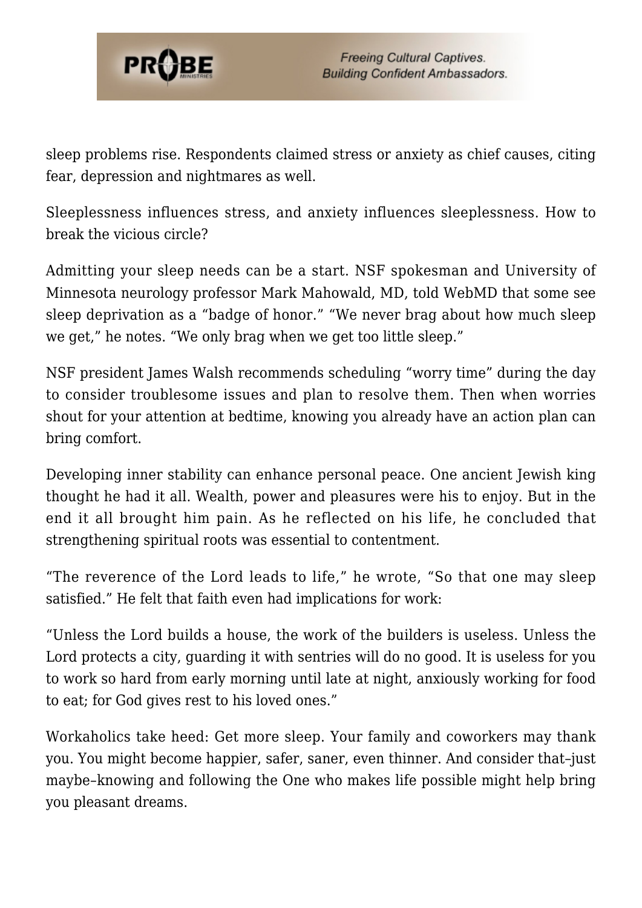sleep problems rise. Respondents claimed stress or anxiety as chief causes, citing fear, depression and nightmares as well.

Sleeplessness influences stress, and anxiety influences sleeplessness. How to break the vicious circle?

Admitting your sleep needs can be a start. NSF spokesman and University of Minnesota neurology professor Mark Mahowald, MD, told WebMD that some see sleep deprivation as a "badge of honor." "We never brag about how much sleep we get," he notes. "We only brag when we get too little sleep."

NSF president James Walsh recommends scheduling "worry time" during the day to consider troublesome issues and plan to resolve them. Then when worries shout for your attention at bedtime, knowing you already have an action plan can bring comfort.

Developing inner stability can enhance personal peace. One ancient Jewish king thought he had it all. Wealth, power and pleasures were his to enjoy. But in the end it all brought him pain. As he reflected on his life, he concluded that strengthening spiritual roots was essential to contentment.

"The reverence of the Lord leads to life," he wrote, "So that one may sleep satisfied." He felt that faith even had implications for work:

"Unless the Lord builds a house, the work of the builders is useless. Unless the Lord protects a city, guarding it with sentries will do no good. It is useless for you to work so hard from early morning until late at night, anxiously working for food to eat; for God gives rest to his loved ones."

Workaholics take heed: Get more sleep. Your family and coworkers may thank you. You might become happier, safer, saner, even thinner. And consider that–just maybe–knowing and following the One who makes life possible might help bring you pleasant dreams.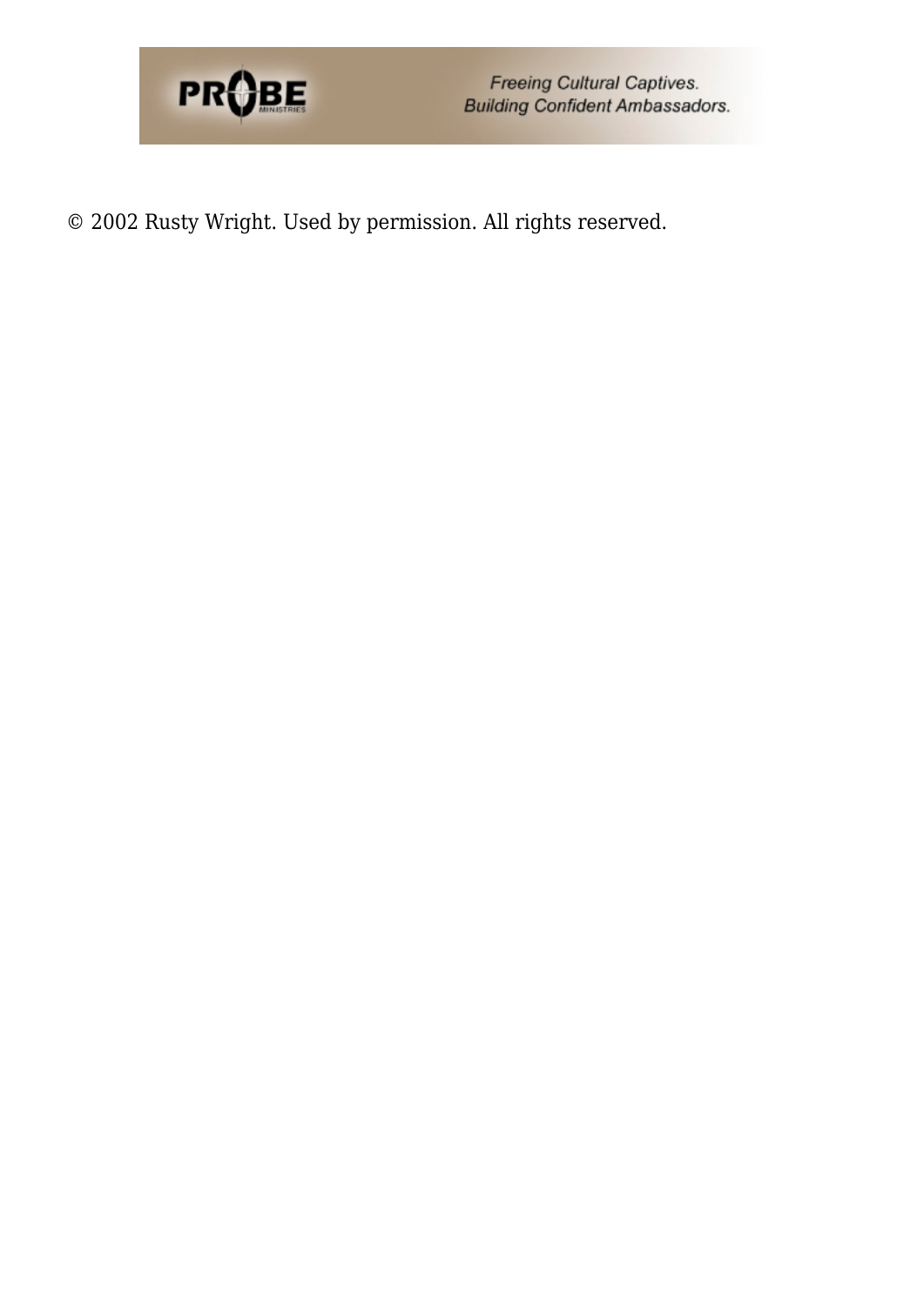© 2002 Rusty Wright. Used by permission. All rights reserved.